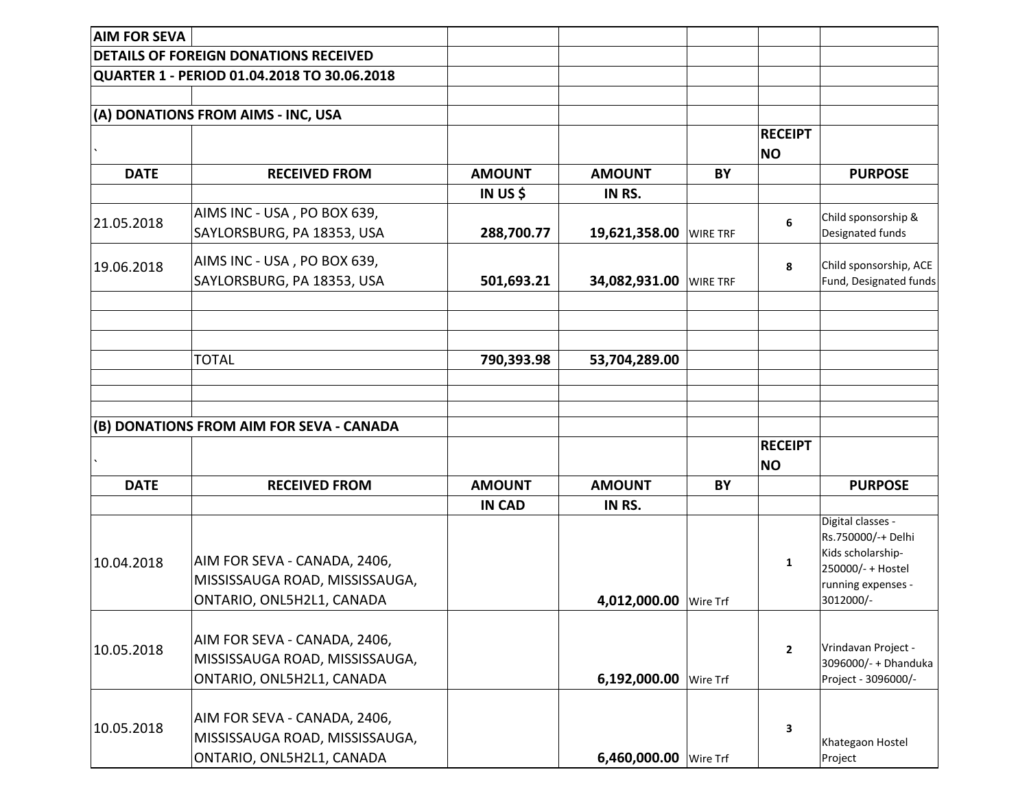**AIM FOR SEVA**

**DETAILS OF FOREIGN DONATIONS RECEIVED**

**QUARTER 1 - PERIOD 01.04.2018 TO 30.06.2018**

**(A) DONATIONS FROM AIMS - INC, USA**

| DATE | RECEIVED FROM | AMOUNT IN US $ | AMOUNT IN RS. | BY | RECEIPT NO | PURPOSE |
|---|---|---|---|---|---|---|
| 21.05.2018 | AIMS INC - USA , PO BOX 639, SAYLORSBURG, PA 18353, USA | **288,700.77** | **19,621,358.00** | WIRE TRF | 6 | Child sponsorship & Designated funds |
| 19.06.2018 | AIMS INC - USA , PO BOX 639, SAYLORSBURG, PA 18353, USA | **501,693.21** | **34,082,931.00** | WIRE TRF | 8 | Child sponsorship, ACE Fund, Designated funds |
| | TOTAL | **790,393.98** | **53,704,289.00** | | | |

**(B) DONATIONS FROM AIM FOR SEVA - CANADA**

| DATE | RECEIVED FROM | AMOUNT IN CAD | AMOUNT IN RS. | BY | RECEIPT NO | PURPOSE |
|---|---|---|---|---|---|---|
| 10.04.2018 | AIM FOR SEVA - CANADA, 2406, MISSISSAUGA ROAD, MISSISSAUGA, ONTARIO, ONL5H2L1, CANADA | | **4,012,000.00** | Wire Trf | 1 | Digital classes - Rs.750000/-+ Delhi Kids scholarship-250000/- + Hostel running expenses - 3012000/- |
| 10.05.2018 | AIM FOR SEVA - CANADA, 2406, MISSISSAUGA ROAD, MISSISSAUGA, ONTARIO, ONL5H2L1, CANADA | | **6,192,000.00** | Wire Trf | 2 | Vrindavan Project - 3096000/- + Dhanduka Project - 3096000/- |
| 10.05.2018 | AIM FOR SEVA - CANADA, 2406, MISSISSAUGA ROAD, MISSISSAUGA, ONTARIO, ONL5H2L1, CANADA | | **6,460,000.00** | Wire Trf | 3 | Khategaon Hostel Project |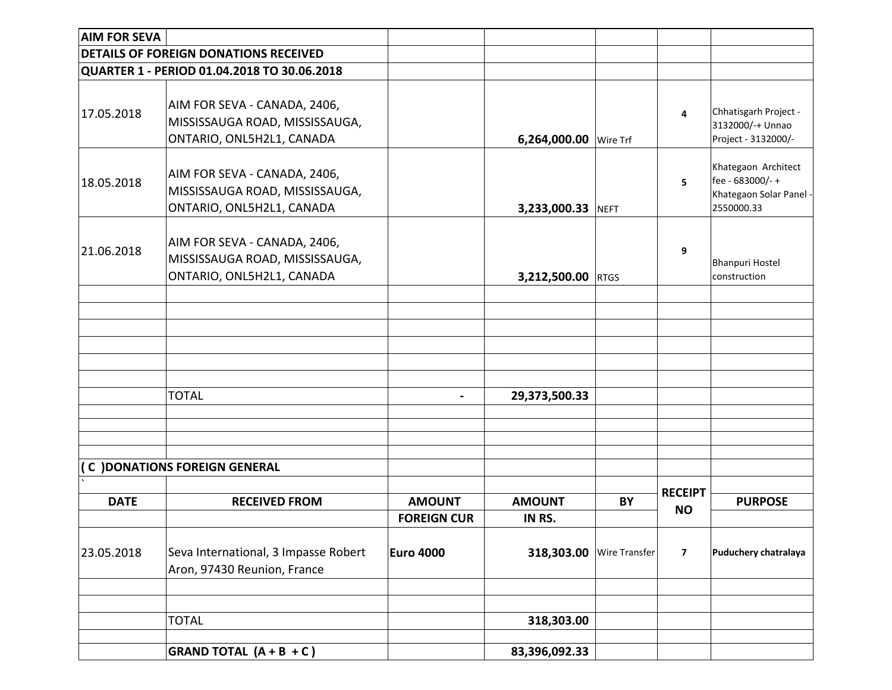| | | | | | | |
|---|---|---|---|---|---|---|
| **AIM FOR SEVA** | | | | | | |
| **DETAILS OF FOREIGN DONATIONS RECEIVED** | | | | | | |
| **QUARTER 1 - PERIOD 01.04.2018 TO 30.06.2018** | | | | | | |
| 17.05.2018 | AIM FOR SEVA - CANADA, 2406, MISSISSAUGA ROAD, MISSISSAUGA, ONTARIO, ONL5H2L1, CANADA | | **6,264,000.00** | Wire Trf | **4** | Chhatisgarh Project - 3132000/-+ Unnao Project - 3132000/- |
| 18.05.2018 | AIM FOR SEVA - CANADA, 2406, MISSISSAUGA ROAD, MISSISSAUGA, ONTARIO, ONL5H2L1, CANADA | | **3,233,000.33** | NEFT | **5** | Khategaon Architect fee - 683000/- + Khategaon Solar Panel - 2550000.33 |
| 21.06.2018 | AIM FOR SEVA - CANADA, 2406, MISSISSAUGA ROAD, MISSISSAUGA, ONTARIO, ONL5H2L1, CANADA | | **3,212,500.00** | RTGS | **9** | Bhanpuri Hostel construction |
| | TOTAL | **-** | **29,373,500.33** | | | |

**( C )DONATIONS FOREIGN GENERAL**

`

| DATE | RECEIVED FROM | AMOUNT FOREIGN CUR | AMOUNT IN RS. | BY | RECEIPT NO | PURPOSE |
|---|---|---|---|---|---|---|
| 23.05.2018 | Seva International, 3 Impasse Robert Aron, 97430 Reunion, France | **Euro 4000** | **318,303.00** | Wire Transfer | **7** | **Puduchery chatralaya** |
| | TOTAL | | **318,303.00** | | | |
| | **GRAND TOTAL (A + B + C )** | | **83,396,092.33** | | | |